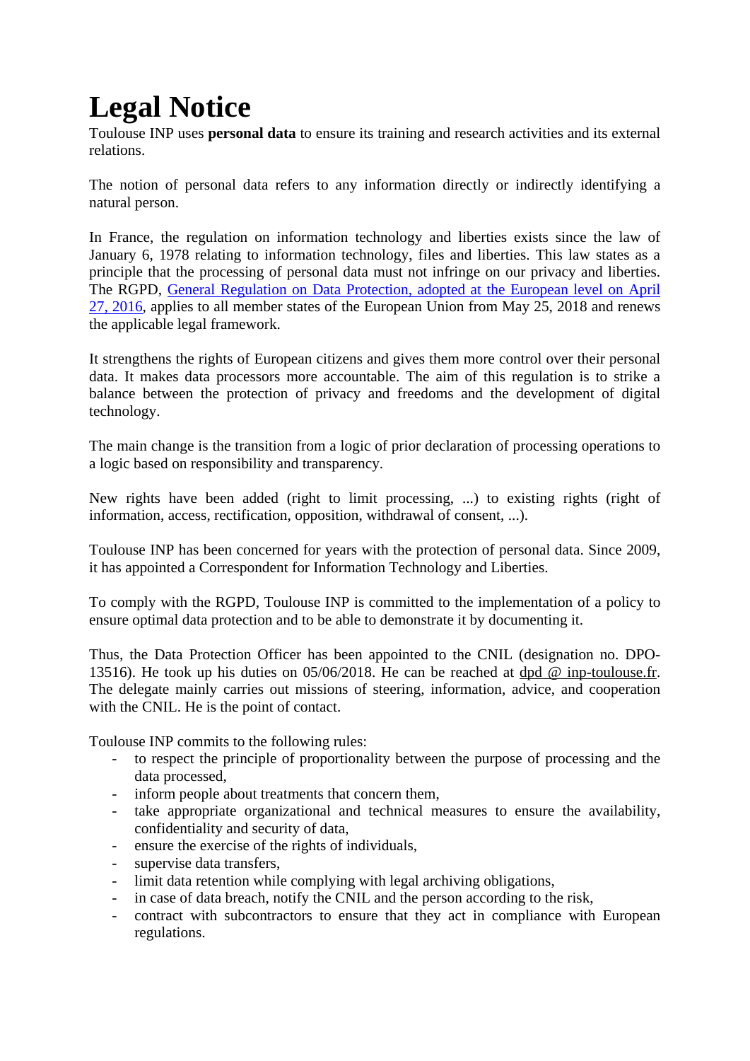# Legal Notice

Toulouse INP uses **personal data** to ensure its training and research activities and its external relations.

The notion of personal data refers to any information directly or indirectly identifying a natural person.

In France, the regulation on information technology and liberties exists since the law of January 6, 1978 relating to information technology, files and liberties. This law states as a principle that the processing of personal data must not infringe on our privacy and liberties. The RGPD, General Regulation on Data Protection, adopted at the European level on April 27, 2016, applies to all member states of the European Union from May 25, 2018 and renews the applicable legal framework.

It strengthens the rights of European citizens and gives them more control over their personal data. It makes data processors more accountable. The aim of this regulation is to strike a balance between the protection of privacy and freedoms and the development of digital technology.

The main change is the transition from a logic of prior declaration of processing operations to a logic based on responsibility and transparency.

New rights have been added (right to limit processing, ...) to existing rights (right of information, access, rectification, opposition, withdrawal of consent, ...).

Toulouse INP has been concerned for years with the protection of personal data. Since 2009, it has appointed a Correspondent for Information Technology and Liberties.

To comply with the RGPD, Toulouse INP is committed to the implementation of a policy to ensure optimal data protection and to be able to demonstrate it by documenting it.

Thus, the Data Protection Officer has been appointed to the CNIL (designation no. DPO-13516). He took up his duties on 05/06/2018. He can be reached at dpd @ inp-toulouse.fr. The delegate mainly carries out missions of steering, information, advice, and cooperation with the CNIL. He is the point of contact.

Toulouse INP commits to the following rules:

- to respect the principle of proportionality between the purpose of processing and the data processed,
- inform people about treatments that concern them,
- take appropriate organizational and technical measures to ensure the availability, confidentiality and security of data,
- ensure the exercise of the rights of individuals,
- supervise data transfers,
- limit data retention while complying with legal archiving obligations,
- in case of data breach, notify the CNIL and the person according to the risk,
- contract with subcontractors to ensure that they act in compliance with European regulations.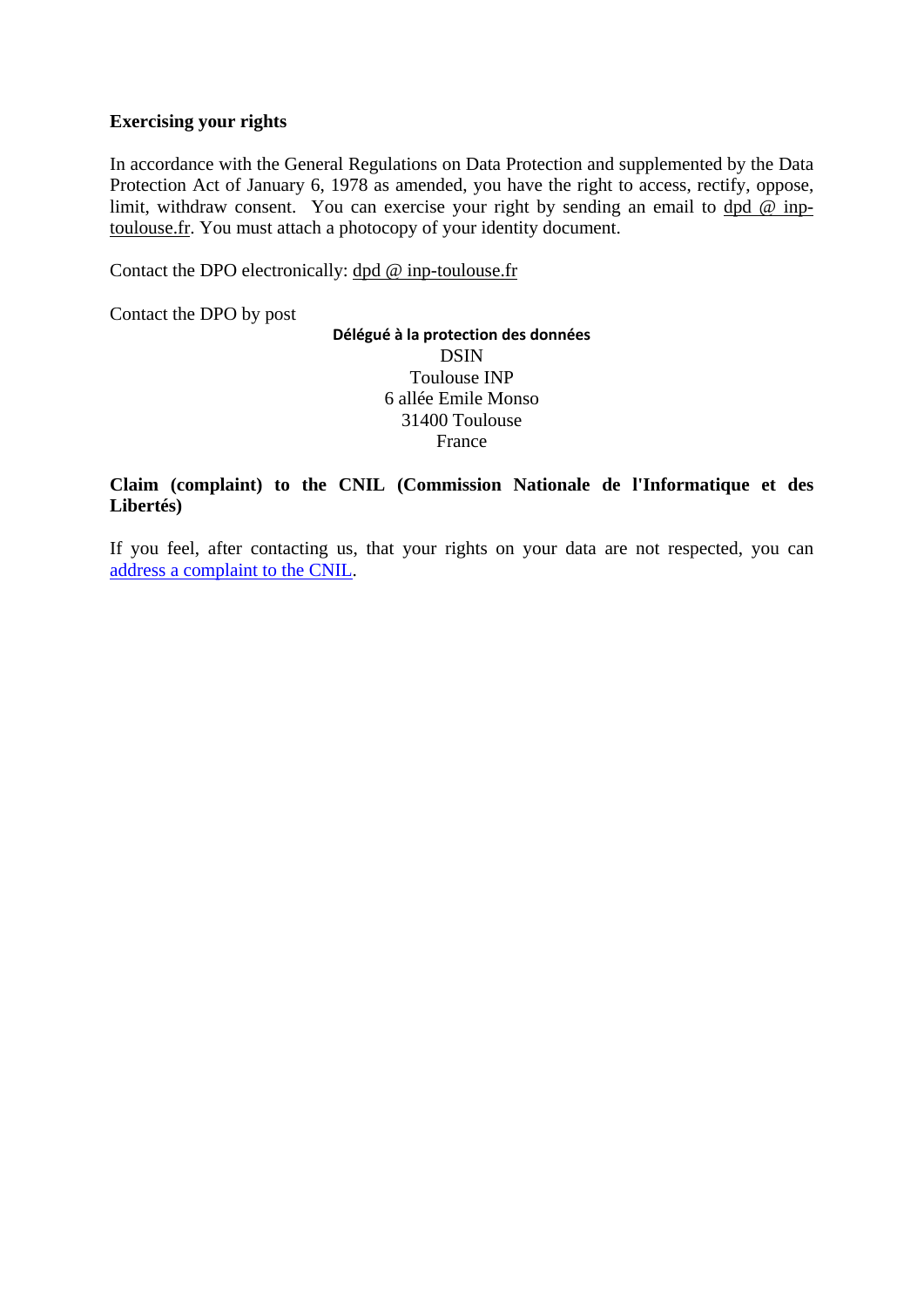**Exercising your rights**

In accordance with the General Regulations on Data Protection and supplemented by the Data Protection Act of January 6, 1978 as amended, you have the right to access, rectify, oppose, limit, withdraw consent. You can exercise your right by sending an email to dpd @ inp-toulouse.fr. You must attach a photocopy of your identity document.

Contact the DPO electronically: dpd @ inp-toulouse.fr

Contact the DPO by post

**Délégué à la protection des données**
DSIN
Toulouse INP
6 allée Emile Monso
31400 Toulouse
France

**Claim (complaint) to the CNIL (Commission Nationale de l'Informatique et des Libertés)**

If you feel, after contacting us, that your rights on your data are not respected, you can address a complaint to the CNIL.